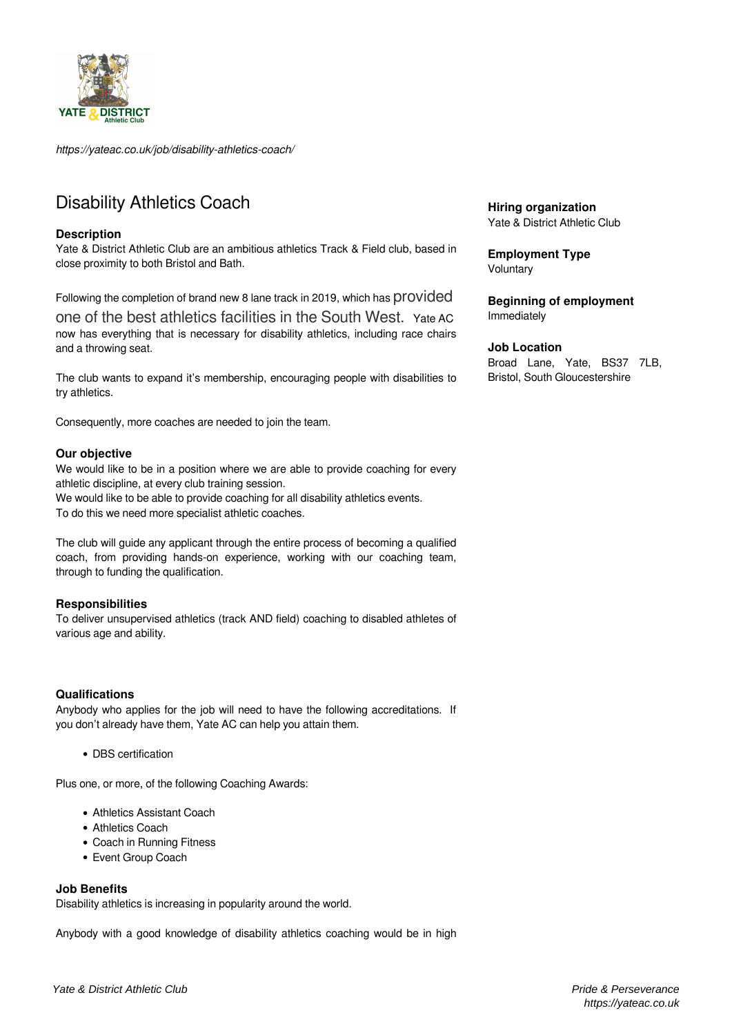*https://yateac.co.uk/job/disability-athletics-coach/*

# Disability Athletics Coach

**Hiring organization**
Yate & District Athletic Club

**Employment Type**
Voluntary

**Beginning of employment**
Immediately

**Job Location**
Broad Lane, Yate, BS37 7LB, Bristol, South Gloucestershire

### Description

Yate & District Athletic Club are an ambitious athletics Track & Field club, based in close proximity to both Bristol and Bath.

Following the completion of brand new 8 lane track in 2019, which has provided one of the best athletics facilities in the South West. Yate AC now has everything that is necessary for disability athletics, including race chairs and a throwing seat.

The club wants to expand it's membership, encouraging people with disabilities to try athletics.

Consequently, more coaches are needed to join the team.

### Our objective

We would like to be in a position where we are able to provide coaching for every athletic discipline, at every club training session.
We would like to be able to provide coaching for all disability athletics events.
To do this we need more specialist athletic coaches.

The club will guide any applicant through the entire process of becoming a qualified coach, from providing hands-on experience, working with our coaching team, through to funding the qualification.

### Responsibilities

To deliver unsupervised athletics (track AND field) coaching to disabled athletes of various age and ability.

### Qualifications

Anybody who applies for the job will need to have the following accreditations. If you don't already have them, Yate AC can help you attain them.

- DBS certification

Plus one, or more, of the following Coaching Awards:

- Athletics Assistant Coach
- Athletics Coach
- Coach in Running Fitness
- Event Group Coach

### Job Benefits

Disability athletics is increasing in popularity around the world.

Anybody with a good knowledge of disability athletics coaching would be in high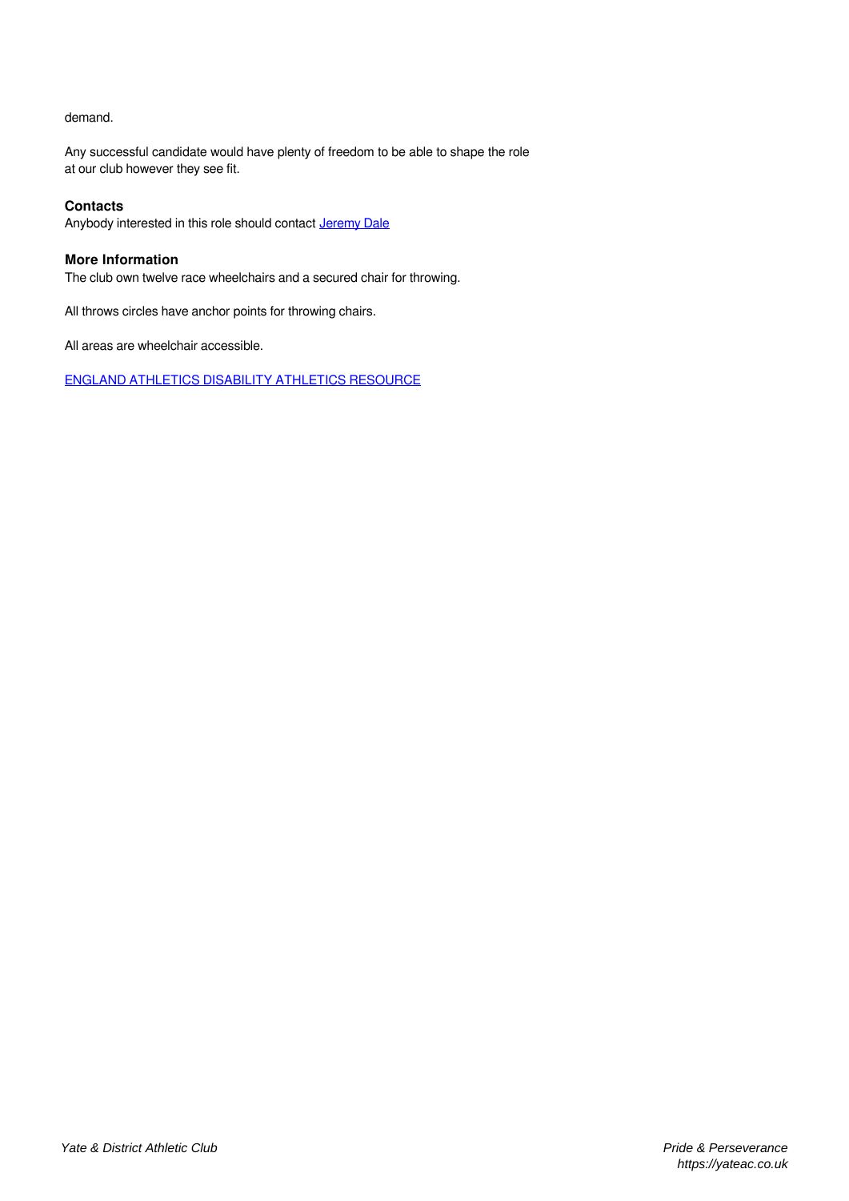demand.

Any successful candidate would have plenty of freedom to be able to shape the role at our club however they see fit.

**Contacts**
Anybody interested in this role should contact [Jeremy Dale]

**More Information**
The club own twelve race wheelchairs and a secured chair for throwing.

All throws circles have anchor points for throwing chairs.

All areas are wheelchair accessible.

[ENGLAND ATHLETICS DISABILITY ATHLETICS RESOURCE]